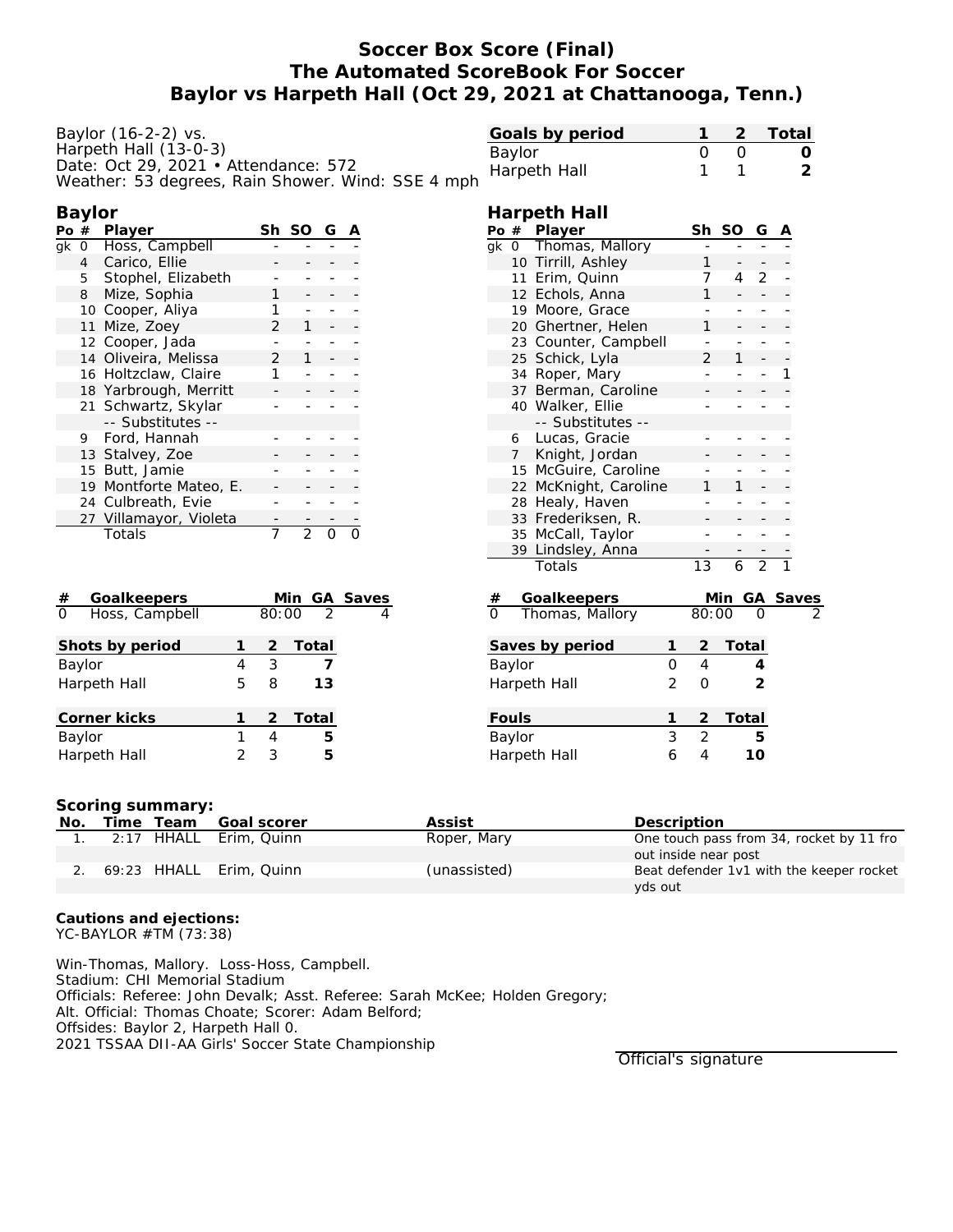# Soccer Box Score (Final)
# The Automated ScoreBook For Soccer
# Baylor vs Harpeth Hall (Oct 29, 2021 at Chattanooga, Tenn.)

Baylor (16-2-2) vs.
Harpeth Hall (13-0-3)
Date: Oct 29, 2021 • Attendance: 572
Weather: 53 degrees, Rain Shower. Wind: SSE 4 mph

| Goals by period | 1 | 2 | Total |
|---|---|---|---|
| Baylor | 0 | 0 | **0** |
| Harpeth Hall | 1 | 1 | **2** |

## Baylor

| Po | # | Player | Sh | SO | G | A |
|---|---|---|---|---|---|---|
| gk | 0 | Hoss, Campbell | - | - | - | - |
| | 4 | Carico, Ellie | - | - | - | - |
| | 5 | Stophel, Elizabeth | - | - | - | - |
| | 8 | Mize, Sophia | 1 | - | - | - |
| | 10 | Cooper, Aliya | 1 | - | - | - |
| | 11 | Mize, Zoey | 2 | 1 | - | - |
| | 12 | Cooper, Jada | - | - | - | - |
| | 14 | Oliveira, Melissa | 2 | 1 | - | - |
| | 16 | Holtzclaw, Claire | 1 | - | - | - |
| | 18 | Yarbrough, Merritt | - | - | - | - |
| | 21 | Schwartz, Skylar | - | - | - | - |
| | | -- Substitutes -- | | | | |
| | 9 | Ford, Hannah | - | - | - | - |
| | 13 | Stalvey, Zoe | - | - | - | - |
| | 15 | Butt, Jamie | - | - | - | - |
| | 19 | Montforte Mateo, E. | - | - | - | - |
| | 24 | Culbreath, Evie | - | - | - | - |
| | 27 | Villamayor, Violeta | - | - | - | - |
| | | Totals | 7 | 2 | 0 | 0 |

## Harpeth Hall

| Po | # | Player | Sh | SO | G | A |
|---|---|---|---|---|---|---|
| gk | 0 | Thomas, Mallory | - | - | - | - |
| | 10 | Tirrill, Ashley | 1 | - | - | - |
| | 11 | Erim, Quinn | 7 | 4 | 2 | - |
| | 12 | Echols, Anna | 1 | - | - | - |
| | 19 | Moore, Grace | - | - | - | - |
| | 20 | Ghertner, Helen | 1 | - | - | - |
| | 23 | Counter, Campbell | - | - | - | - |
| | 25 | Schick, Lyla | 2 | 1 | - | - |
| | 34 | Roper, Mary | - | - | - | 1 |
| | 37 | Berman, Caroline | - | - | - | - |
| | 40 | Walker, Ellie | - | - | - | - |
| | | -- Substitutes -- | | | | |
| | 6 | Lucas, Gracie | - | - | - | - |
| | 7 | Knight, Jordan | - | - | - | - |
| | 15 | McGuire, Caroline | - | - | - | - |
| | 22 | McKnight, Caroline | 1 | 1 | - | - |
| | 28 | Healy, Haven | - | - | - | - |
| | 33 | Frederiksen, R. | - | - | - | - |
| | 35 | McCall, Taylor | - | - | - | - |
| | 39 | Lindsley, Anna | - | - | - | - |
| | | Totals | 13 | 6 | 2 | 1 |

| # | Goalkeepers | Min | GA | Saves |
|---|---|---|---|---|
| 0 | Hoss, Campbell | 80:00 | 2 | 4 |

| # | Goalkeepers | Min | GA | Saves |
|---|---|---|---|---|
| 0 | Thomas, Mallory | 80:00 | 0 | 2 |

| Shots by period | 1 | 2 | Total |
|---|---|---|---|
| Baylor | 4 | 3 | **7** |
| Harpeth Hall | 5 | 8 | **13** |

| Saves by period | 1 | 2 | Total |
|---|---|---|---|
| Baylor | 0 | 4 | **4** |
| Harpeth Hall | 2 | 0 | **2** |

| Corner kicks | 1 | 2 | Total |
|---|---|---|---|
| Baylor | 1 | 4 | **5** |
| Harpeth Hall | 2 | 3 | **5** |

| Fouls | 1 | 2 | Total |
|---|---|---|---|
| Baylor | 3 | 2 | **5** |
| Harpeth Hall | 6 | 4 | **10** |

## Scoring summary:

| No. | Time | Team | Goal scorer | Assist | Description |
|---|---|---|---|---|---|
| 1. | 2:17 | HHALL | Erim, Quinn | Roper, Mary | One touch pass from 34, rocket by 11 fro out inside near post |
| 2. | 69:23 | HHALL | Erim, Quinn | (unassisted) | Beat defender 1v1 with the keeper rocket yds out |

**Cautions and ejections:**
YC-BAYLOR #TM (73:38)

Win-Thomas, Mallory. Loss-Hoss, Campbell.
Stadium: CHI Memorial Stadium
Officials: Referee: John Devalk; Asst. Referee: Sarah McKee; Holden Gregory;
Alt. Official: Thomas Choate; Scorer: Adam Belford;
Offsides: Baylor 2, Harpeth Hall 0.
2021 TSSAA DII-AA Girls' Soccer State Championship

Official's signature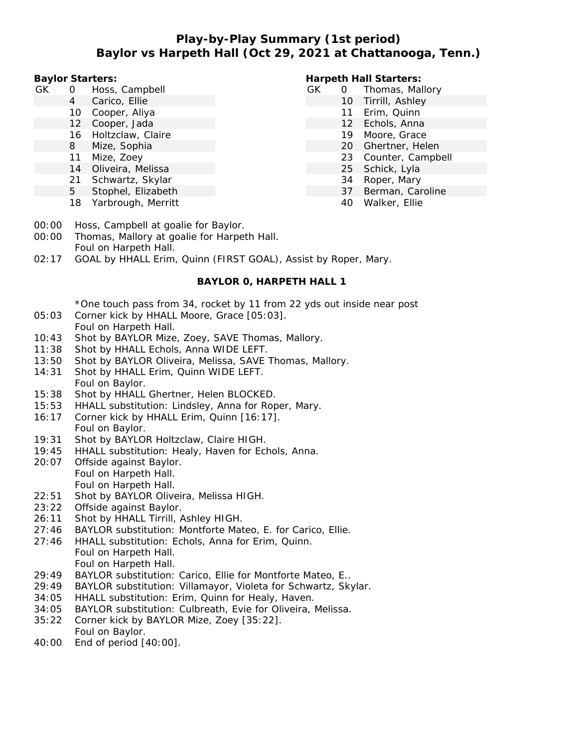# Play-by-Play Summary (1st period)
## Baylor vs Harpeth Hall (Oct 29, 2021 at Chattanooga, Tenn.)

**Baylor Starters:**

| | # | Name |
|---|---|---|
| GK | 0 | Hoss, Campbell |
| | 4 | Carico, Ellie |
| | 10 | Cooper, Aliya |
| | 12 | Cooper, Jada |
| | 16 | Holtzclaw, Claire |
| | 8 | Mize, Sophia |
| | 11 | Mize, Zoey |
| | 14 | Oliveira, Melissa |
| | 21 | Schwartz, Skylar |
| | 5 | Stophel, Elizabeth |
| | 18 | Yarbrough, Merritt |

**Harpeth Hall Starters:**

| | # | Name |
|---|---|---|
| GK | 0 | Thomas, Mallory |
| | 10 | Tirrill, Ashley |
| | 11 | Erim, Quinn |
| | 12 | Echols, Anna |
| | 19 | Moore, Grace |
| | 20 | Ghertner, Helen |
| | 23 | Counter, Campbell |
| | 25 | Schick, Lyla |
| | 34 | Roper, Mary |
| | 37 | Berman, Caroline |
| | 40 | Walker, Ellie |

00:00 Hoss, Campbell at goalie for Baylor.
00:00 Thomas, Mallory at goalie for Harpeth Hall.
Foul on Harpeth Hall.
02:17 GOAL by HHALL Erim, Quinn (FIRST GOAL), Assist by Roper, Mary.

**BAYLOR 0, HARPETH HALL 1**

*One touch pass from 34, rocket by 11 from 22 yds out inside near post
05:03 Corner kick by HHALL Moore, Grace [05:03].
Foul on Harpeth Hall.
10:43 Shot by BAYLOR Mize, Zoey, SAVE Thomas, Mallory.
11:38 Shot by HHALL Echols, Anna WIDE LEFT.
13:50 Shot by BAYLOR Oliveira, Melissa, SAVE Thomas, Mallory.
14:31 Shot by HHALL Erim, Quinn WIDE LEFT.
Foul on Baylor.
15:38 Shot by HHALL Ghertner, Helen BLOCKED.
15:53 HHALL substitution: Lindsley, Anna for Roper, Mary.
16:17 Corner kick by HHALL Erim, Quinn [16:17].
Foul on Baylor.
19:31 Shot by BAYLOR Holtzclaw, Claire HIGH.
19:45 HHALL substitution: Healy, Haven for Echols, Anna.
20:07 Offside against Baylor.
Foul on Harpeth Hall.
Foul on Harpeth Hall.
22:51 Shot by BAYLOR Oliveira, Melissa HIGH.
23:22 Offside against Baylor.
26:11 Shot by HHALL Tirrill, Ashley HIGH.
27:46 BAYLOR substitution: Montforte Mateo, E. for Carico, Ellie.
27:46 HHALL substitution: Echols, Anna for Erim, Quinn.
Foul on Harpeth Hall.
Foul on Harpeth Hall.
29:49 BAYLOR substitution: Carico, Ellie for Montforte Mateo, E..
29:49 BAYLOR substitution: Villamayor, Violeta for Schwartz, Skylar.
34:05 HHALL substitution: Erim, Quinn for Healy, Haven.
34:05 BAYLOR substitution: Culbreath, Evie for Oliveira, Melissa.
35:22 Corner kick by BAYLOR Mize, Zoey [35:22].
Foul on Baylor.
40:00 End of period [40:00].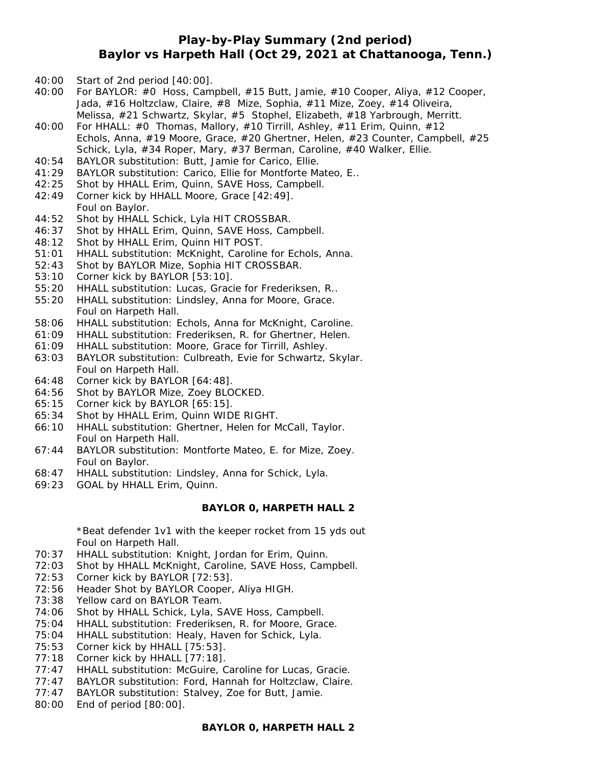# Play-by-Play Summary (2nd period)
## Baylor vs Harpeth Hall (Oct 29, 2021 at Chattanooga, Tenn.)

40:00 Start of 2nd period [40:00].
40:00 For BAYLOR: #0 Hoss, Campbell, #15 Butt, Jamie, #10 Cooper, Aliya, #12 Cooper, Jada, #16 Holtzclaw, Claire, #8 Mize, Sophia, #11 Mize, Zoey, #14 Oliveira, Melissa, #21 Schwartz, Skylar, #5 Stophel, Elizabeth, #18 Yarbrough, Merritt.
40:00 For HHALL: #0 Thomas, Mallory, #10 Tirrill, Ashley, #11 Erim, Quinn, #12 Echols, Anna, #19 Moore, Grace, #20 Ghertner, Helen, #23 Counter, Campbell, #25 Schick, Lyla, #34 Roper, Mary, #37 Berman, Caroline, #40 Walker, Ellie.
40:54 BAYLOR substitution: Butt, Jamie for Carico, Ellie.
41:29 BAYLOR substitution: Carico, Ellie for Montforte Mateo, E..
42:25 Shot by HHALL Erim, Quinn, SAVE Hoss, Campbell.
42:49 Corner kick by HHALL Moore, Grace [42:49].
Foul on Baylor.
44:52 Shot by HHALL Schick, Lyla HIT CROSSBAR.
46:37 Shot by HHALL Erim, Quinn, SAVE Hoss, Campbell.
48:12 Shot by HHALL Erim, Quinn HIT POST.
51:01 HHALL substitution: McKnight, Caroline for Echols, Anna.
52:43 Shot by BAYLOR Mize, Sophia HIT CROSSBAR.
53:10 Corner kick by BAYLOR [53:10].
55:20 HHALL substitution: Lucas, Gracie for Frederiksen, R..
55:20 HHALL substitution: Lindsley, Anna for Moore, Grace.
Foul on Harpeth Hall.
58:06 HHALL substitution: Echols, Anna for McKnight, Caroline.
61:09 HHALL substitution: Frederiksen, R. for Ghertner, Helen.
61:09 HHALL substitution: Moore, Grace for Tirrill, Ashley.
63:03 BAYLOR substitution: Culbreath, Evie for Schwartz, Skylar.
Foul on Harpeth Hall.
64:48 Corner kick by BAYLOR [64:48].
64:56 Shot by BAYLOR Mize, Zoey BLOCKED.
65:15 Corner kick by BAYLOR [65:15].
65:34 Shot by HHALL Erim, Quinn WIDE RIGHT.
66:10 HHALL substitution: Ghertner, Helen for McCall, Taylor.
Foul on Harpeth Hall.
67:44 BAYLOR substitution: Montforte Mateo, E. for Mize, Zoey.
Foul on Baylor.
68:47 HHALL substitution: Lindsley, Anna for Schick, Lyla.
69:23 GOAL by HHALL Erim, Quinn.

**BAYLOR 0, HARPETH HALL 2**

*Beat defender 1v1 with the keeper rocket from 15 yds out
Foul on Harpeth Hall.
70:37 HHALL substitution: Knight, Jordan for Erim, Quinn.
72:03 Shot by HHALL McKnight, Caroline, SAVE Hoss, Campbell.
72:53 Corner kick by BAYLOR [72:53].
72:56 Header Shot by BAYLOR Cooper, Aliya HIGH.
73:38 Yellow card on BAYLOR Team.
74:06 Shot by HHALL Schick, Lyla, SAVE Hoss, Campbell.
75:04 HHALL substitution: Frederiksen, R. for Moore, Grace.
75:04 HHALL substitution: Healy, Haven for Schick, Lyla.
75:53 Corner kick by HHALL [75:53].
77:18 Corner kick by HHALL [77:18].
77:47 HHALL substitution: McGuire, Caroline for Lucas, Gracie.
77:47 BAYLOR substitution: Ford, Hannah for Holtzclaw, Claire.
77:47 BAYLOR substitution: Stalvey, Zoe for Butt, Jamie.
80:00 End of period [80:00].

**BAYLOR 0, HARPETH HALL 2**